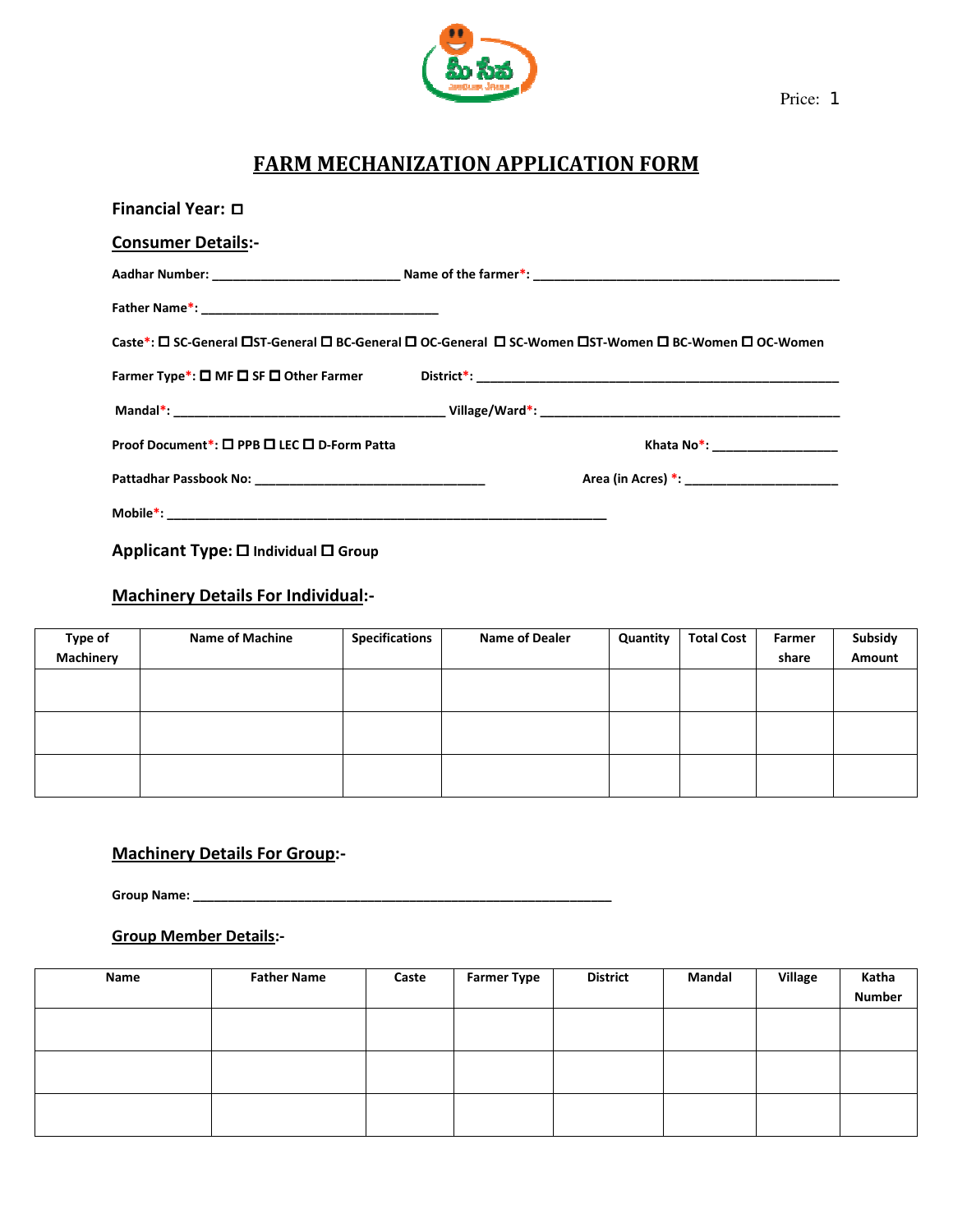Price: 1

# FARM MECHANIZATION APPLICATION FORM

**Financial Year:** ☐

**Consumer Details:-**

**Aadhar Number:** ___________________________ **Name of the farmer*:** ____________________________________________

**Father Name*:** __________________________________

**Caste*:** ☐ SC-General ☐ST-General ☐ BC-General ☐ OC-General ☐ SC-Women ☐ST-Women ☐ BC-Women ☐ OC-Women

**Farmer Type*:** ☐ MF ☐ SF ☐ Other Farmer **District*:** _______________________________________________________

**Mandal*:** _______________________________________ **Village/Ward*:** ____________________________________________

**Proof Document*:** ☐ PPB ☐ LEC ☐ D-Form Patta **Khata No*:** __________________

**Pattadhar Passbook No:** _________________________________ **Area (in Acres) *:** ______________________

**Mobile*:** _______________________________________________________________

**Applicant Type:** ☐ Individual ☐ Group

**Machinery Details For Individual:-**

| Type of Machinery | Name of Machine | Specifications | Name of Dealer | Quantity | Total Cost | Farmer share | Subsidy Amount |
|---|---|---|---|---|---|---|---|
| | | | | | | | |
| | | | | | | | |
| | | | | | | | |

**Machinery Details For Group:-**

**Group Name:** ____________________________________________________________

**Group Member Details:-**

| Name | Father Name | Caste | Farmer Type | District | Mandal | Village | Katha Number |
|---|---|---|---|---|---|---|---|
| | | | | | | | |
| | | | | | | | |
| | | | | | | | |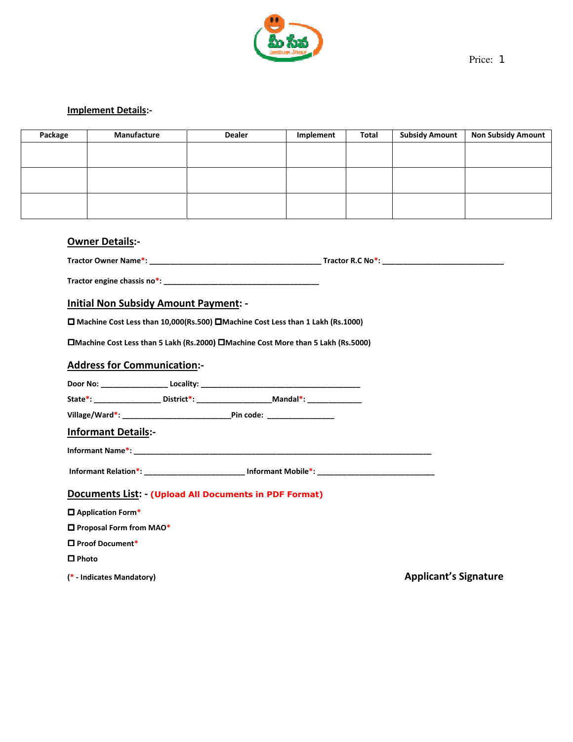Price: 1

**Implement Details:-**

| Package | Manufacture | Dealer | Implement | Total | Subsidy Amount | Non Subsidy Amount |
|---|---|---|---|---|---|---|
| | | | | | | |
| | | | | | | |
| | | | | | | |

## Owner Details:-

**Tractor Owner Name*: ________________________________________ Tractor R.C No*: ____________________________**

**Tractor engine chassis no*: ____________________________________**

## Initial Non Subsidy Amount Payment: -

☐ **Machine Cost Less than 10,000(Rs.500)** ☐ **Machine Cost Less than 1 Lakh (Rs.1000)**

☐ **Machine Cost Less than 5 Lakh (Rs.2000)** ☐ **Machine Cost More than 5 Lakh (Rs.5000)**

## Address for Communication:-

**Door No: _______________ Locality: _____________________________________**

**State*: _______________ District*: _________________Mandal*: _____________**

**Village/Ward*: _________________________Pin code: _______________**

## Informant Details:-

**Informant Name*: _____________________________________________________________________**

**Informant Relation*: _______________________ Informant Mobile*: ___________________________**

## Documents List: - (Upload All Documents in PDF Format)

☐ **Application Form***

☐ **Proposal Form from MAO***

☐ **Proof Document***

☐ **Photo**

**(* - Indicates Mandatory)**

**Applicant's Signature**